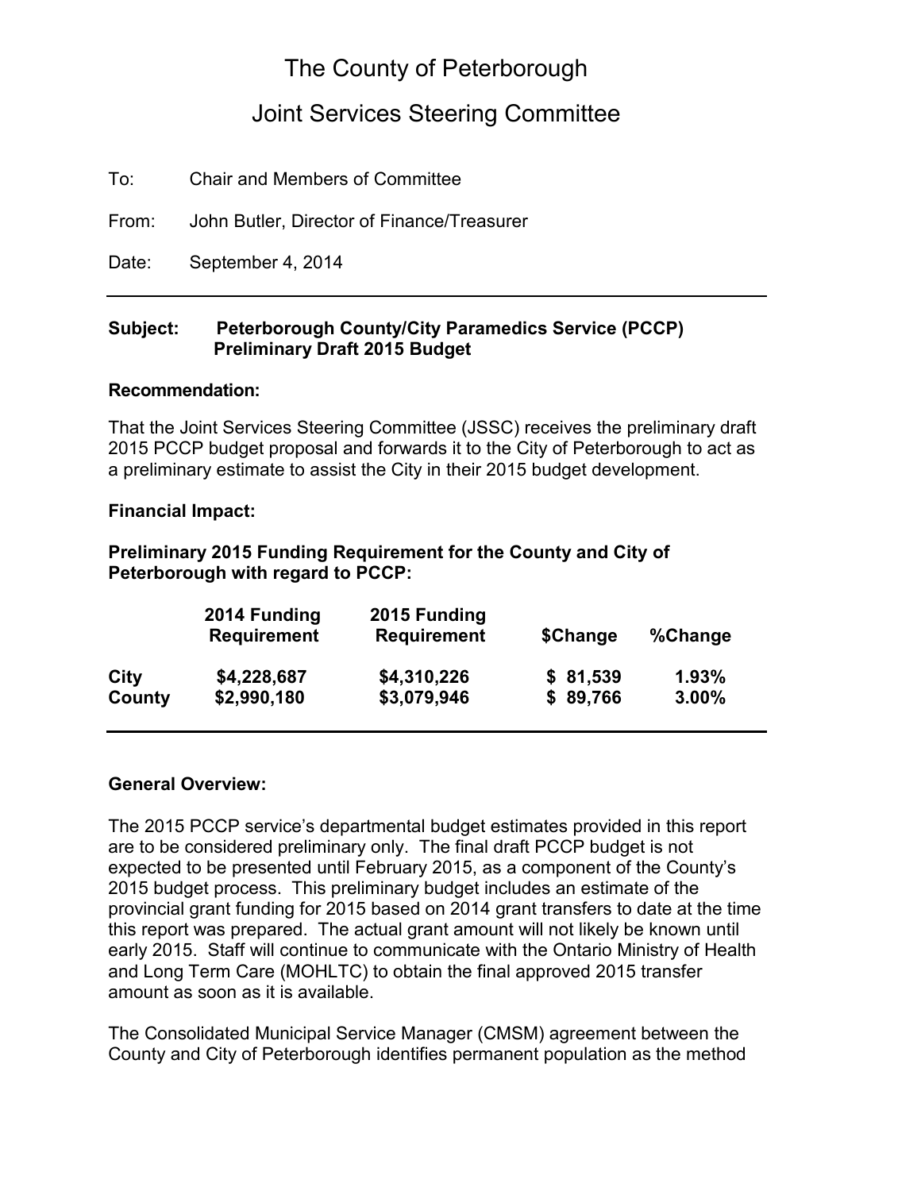# The County of Peterborough

## Joint Services Steering Committee

To: Chair and Members of Committee

From: John Butler, Director of Finance/Treasurer

Date: September 4, 2014

---

**Subject: Peterborough County/City Paramedics Service (PCCP) Preliminary Draft 2015 Budget**

**Recommendation:**

That the Joint Services Steering Committee (JSSC) receives the preliminary draft 2015 PCCP budget proposal and forwards it to the City of Peterborough to act as a preliminary estimate to assist the City in their 2015 budget development.

**Financial Impact:**

**Preliminary 2015 Funding Requirement for the County and City of Peterborough with regard to PCCP:**

| | 2014 Funding Requirement | 2015 Funding Requirement | $Change | %Change |
|---|---|---|---|---|
| **City** | **$4,228,687** | **$4,310,226** | **$ 81,539** | **1.93%** |
| **County** | **$2,990,180** | **$3,079,946** | **$ 89,766** | **3.00%** |

---

**General Overview:**

The 2015 PCCP service's departmental budget estimates provided in this report are to be considered preliminary only. The final draft PCCP budget is not expected to be presented until February 2015, as a component of the County's 2015 budget process. This preliminary budget includes an estimate of the provincial grant funding for 2015 based on 2014 grant transfers to date at the time this report was prepared. The actual grant amount will not likely be known until early 2015. Staff will continue to communicate with the Ontario Ministry of Health and Long Term Care (MOHLTC) to obtain the final approved 2015 transfer amount as soon as it is available.

The Consolidated Municipal Service Manager (CMSM) agreement between the County and City of Peterborough identifies permanent population as the method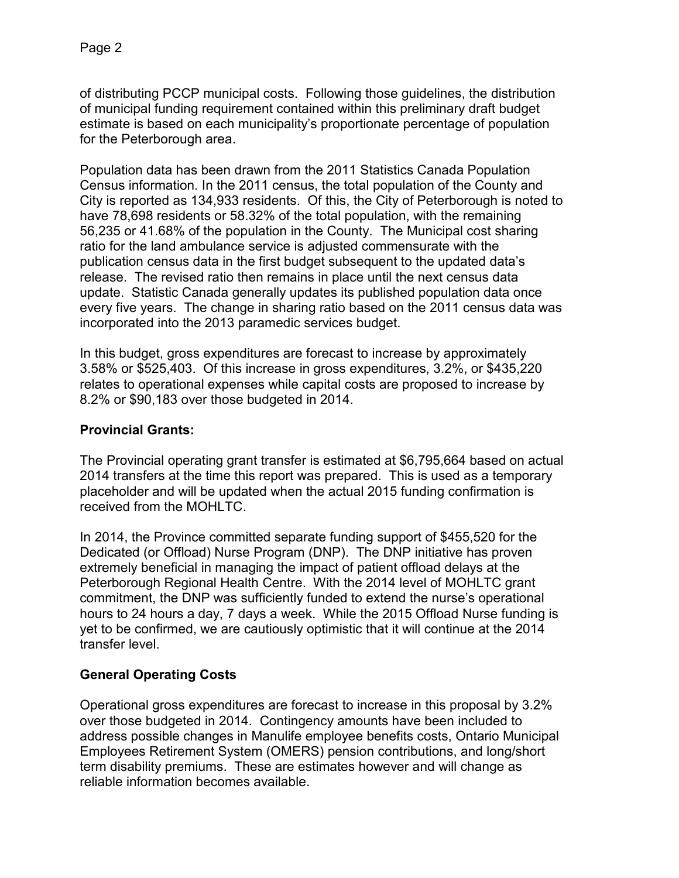of distributing PCCP municipal costs. Following those guidelines, the distribution of municipal funding requirement contained within this preliminary draft budget estimate is based on each municipality's proportionate percentage of population for the Peterborough area.

Population data has been drawn from the 2011 Statistics Canada Population Census information. In the 2011 census, the total population of the County and City is reported as 134,933 residents. Of this, the City of Peterborough is noted to have 78,698 residents or 58.32% of the total population, with the remaining 56,235 or 41.68% of the population in the County. The Municipal cost sharing ratio for the land ambulance service is adjusted commensurate with the publication census data in the first budget subsequent to the updated data's release. The revised ratio then remains in place until the next census data update. Statistic Canada generally updates its published population data once every five years. The change in sharing ratio based on the 2011 census data was incorporated into the 2013 paramedic services budget.

In this budget, gross expenditures are forecast to increase by approximately 3.58% or $525,403. Of this increase in gross expenditures, 3.2%, or $435,220 relates to operational expenses while capital costs are proposed to increase by 8.2% or $90,183 over those budgeted in 2014.

**Provincial Grants:**

The Provincial operating grant transfer is estimated at $6,795,664 based on actual 2014 transfers at the time this report was prepared. This is used as a temporary placeholder and will be updated when the actual 2015 funding confirmation is received from the MOHLTC.

In 2014, the Province committed separate funding support of $455,520 for the Dedicated (or Offload) Nurse Program (DNP). The DNP initiative has proven extremely beneficial in managing the impact of patient offload delays at the Peterborough Regional Health Centre. With the 2014 level of MOHLTC grant commitment, the DNP was sufficiently funded to extend the nurse's operational hours to 24 hours a day, 7 days a week. While the 2015 Offload Nurse funding is yet to be confirmed, we are cautiously optimistic that it will continue at the 2014 transfer level.

**General Operating Costs**

Operational gross expenditures are forecast to increase in this proposal by 3.2% over those budgeted in 2014. Contingency amounts have been included to address possible changes in Manulife employee benefits costs, Ontario Municipal Employees Retirement System (OMERS) pension contributions, and long/short term disability premiums. These are estimates however and will change as reliable information becomes available.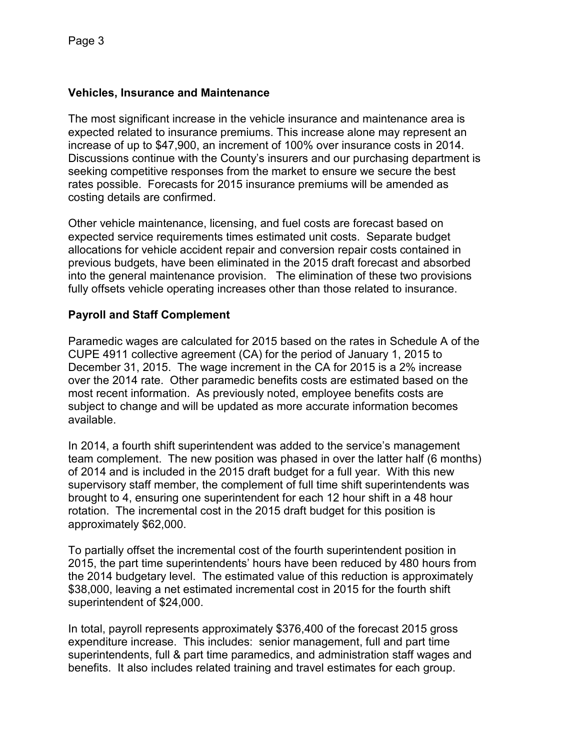### Vehicles, Insurance and Maintenance

The most significant increase in the vehicle insurance and maintenance area is expected related to insurance premiums. This increase alone may represent an increase of up to $47,900, an increment of 100% over insurance costs in 2014. Discussions continue with the County's insurers and our purchasing department is seeking competitive responses from the market to ensure we secure the best rates possible. Forecasts for 2015 insurance premiums will be amended as costing details are confirmed.

Other vehicle maintenance, licensing, and fuel costs are forecast based on expected service requirements times estimated unit costs. Separate budget allocations for vehicle accident repair and conversion repair costs contained in previous budgets, have been eliminated in the 2015 draft forecast and absorbed into the general maintenance provision. The elimination of these two provisions fully offsets vehicle operating increases other than those related to insurance.

### Payroll and Staff Complement

Paramedic wages are calculated for 2015 based on the rates in Schedule A of the CUPE 4911 collective agreement (CA) for the period of January 1, 2015 to December 31, 2015. The wage increment in the CA for 2015 is a 2% increase over the 2014 rate. Other paramedic benefits costs are estimated based on the most recent information. As previously noted, employee benefits costs are subject to change and will be updated as more accurate information becomes available.

In 2014, a fourth shift superintendent was added to the service's management team complement. The new position was phased in over the latter half (6 months) of 2014 and is included in the 2015 draft budget for a full year. With this new supervisory staff member, the complement of full time shift superintendents was brought to 4, ensuring one superintendent for each 12 hour shift in a 48 hour rotation. The incremental cost in the 2015 draft budget for this position is approximately $62,000.

To partially offset the incremental cost of the fourth superintendent position in 2015, the part time superintendents' hours have been reduced by 480 hours from the 2014 budgetary level. The estimated value of this reduction is approximately $38,000, leaving a net estimated incremental cost in 2015 for the fourth shift superintendent of $24,000.

In total, payroll represents approximately $376,400 of the forecast 2015 gross expenditure increase. This includes: senior management, full and part time superintendents, full & part time paramedics, and administration staff wages and benefits. It also includes related training and travel estimates for each group.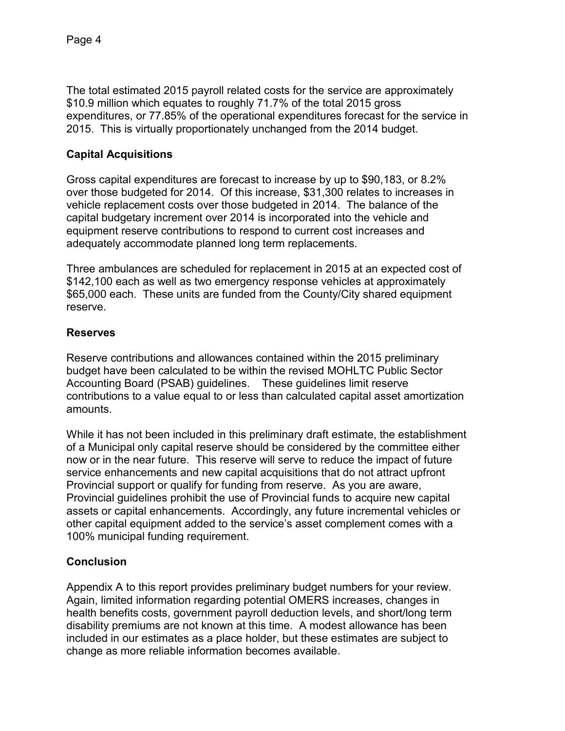The total estimated 2015 payroll related costs for the service are approximately $10.9 million which equates to roughly 71.7% of the total 2015 gross expenditures, or 77.85% of the operational expenditures forecast for the service in 2015. This is virtually proportionately unchanged from the 2014 budget.

## Capital Acquisitions

Gross capital expenditures are forecast to increase by up to $90,183, or 8.2% over those budgeted for 2014. Of this increase, $31,300 relates to increases in vehicle replacement costs over those budgeted in 2014. The balance of the capital budgetary increment over 2014 is incorporated into the vehicle and equipment reserve contributions to respond to current cost increases and adequately accommodate planned long term replacements.

Three ambulances are scheduled for replacement in 2015 at an expected cost of $142,100 each as well as two emergency response vehicles at approximately $65,000 each. These units are funded from the County/City shared equipment reserve.

## Reserves

Reserve contributions and allowances contained within the 2015 preliminary budget have been calculated to be within the revised MOHLTC Public Sector Accounting Board (PSAB) guidelines. These guidelines limit reserve contributions to a value equal to or less than calculated capital asset amortization amounts.

While it has not been included in this preliminary draft estimate, the establishment of a Municipal only capital reserve should be considered by the committee either now or in the near future. This reserve will serve to reduce the impact of future service enhancements and new capital acquisitions that do not attract upfront Provincial support or qualify for funding from reserve. As you are aware, Provincial guidelines prohibit the use of Provincial funds to acquire new capital assets or capital enhancements. Accordingly, any future incremental vehicles or other capital equipment added to the service's asset complement comes with a 100% municipal funding requirement.

## Conclusion

Appendix A to this report provides preliminary budget numbers for your review. Again, limited information regarding potential OMERS increases, changes in health benefits costs, government payroll deduction levels, and short/long term disability premiums are not known at this time. A modest allowance has been included in our estimates as a place holder, but these estimates are subject to change as more reliable information becomes available.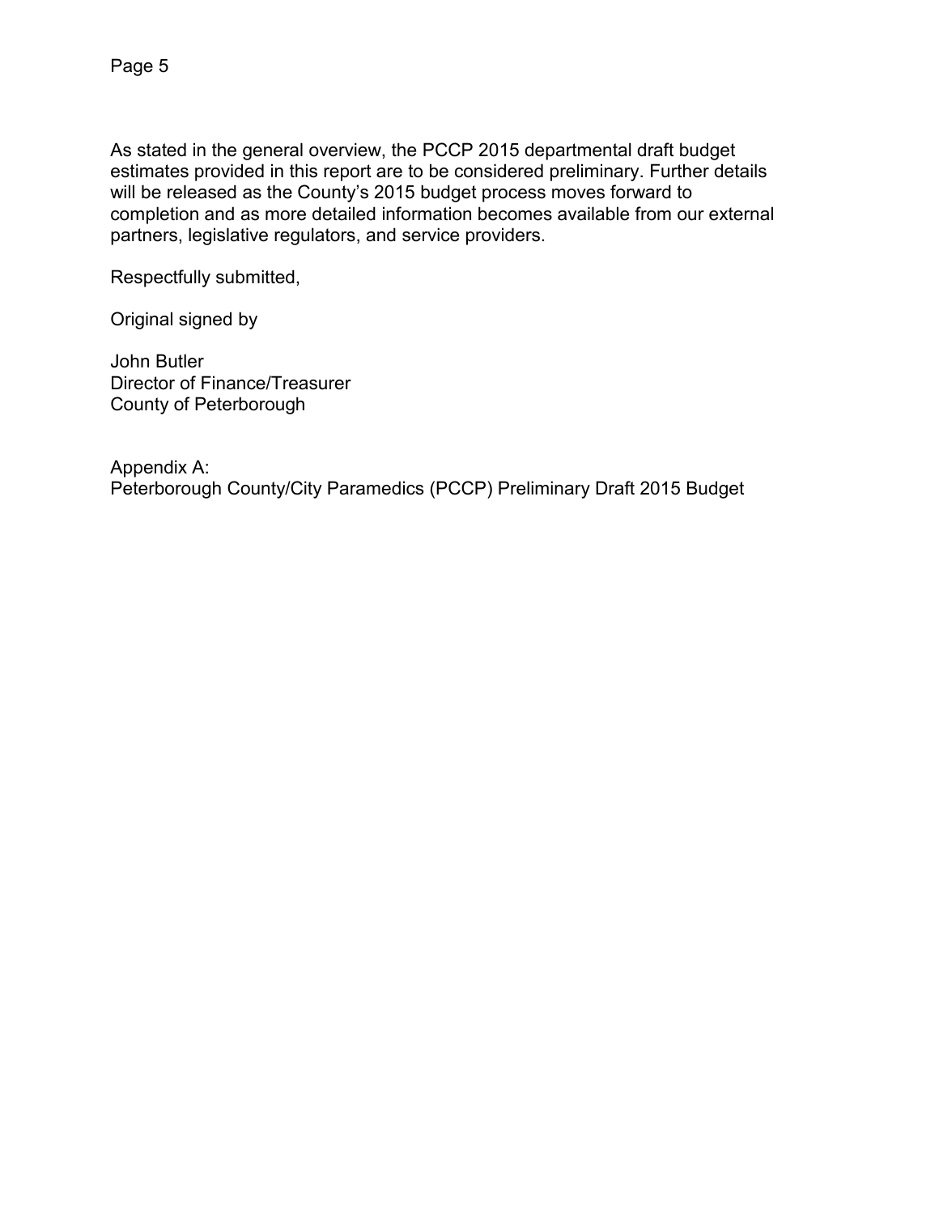As stated in the general overview, the PCCP 2015 departmental draft budget estimates provided in this report are to be considered preliminary. Further details will be released as the County's 2015 budget process moves forward to completion and as more detailed information becomes available from our external partners, legislative regulators, and service providers.

Respectfully submitted,

Original signed by

John Butler
Director of Finance/Treasurer
County of Peterborough

Appendix A:
Peterborough County/City Paramedics (PCCP) Preliminary Draft 2015 Budget